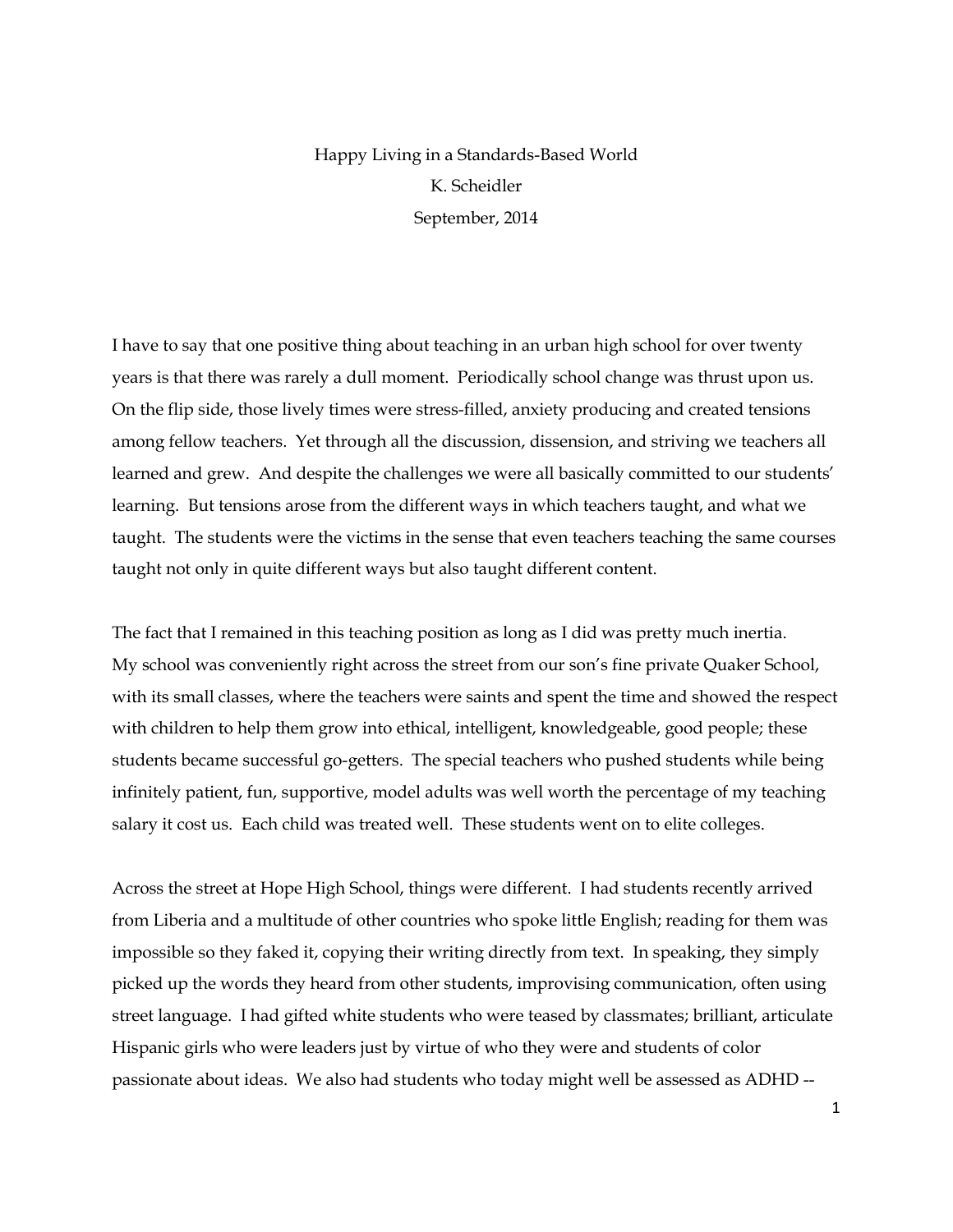# Happy Living in a Standards-Based World

K. Scheidler

September, 2014

I have to say that one positive thing about teaching in an urban high school for over twenty years is that there was rarely a dull moment. Periodically school change was thrust upon us. On the flip side, those lively times were stress-filled, anxiety producing and created tensions among fellow teachers. Yet through all the discussion, dissension, and striving we teachers all learned and grew. And despite the challenges we were all basically committed to our students' learning. But tensions arose from the different ways in which teachers taught, and what we taught. The students were the victims in the sense that even teachers teaching the same courses taught not only in quite different ways but also taught different content.

The fact that I remained in this teaching position as long as I did was pretty much inertia. My school was conveniently right across the street from our son's fine private Quaker School, with its small classes, where the teachers were saints and spent the time and showed the respect with children to help them grow into ethical, intelligent, knowledgeable, good people; these students became successful go-getters. The special teachers who pushed students while being infinitely patient, fun, supportive, model adults was well worth the percentage of my teaching salary it cost us. Each child was treated well. These students went on to elite colleges.

Across the street at Hope High School, things were different. I had students recently arrived from Liberia and a multitude of other countries who spoke little English; reading for them was impossible so they faked it, copying their writing directly from text. In speaking, they simply picked up the words they heard from other students, improvising communication, often using street language. I had gifted white students who were teased by classmates; brilliant, articulate Hispanic girls who were leaders just by virtue of who they were and students of color passionate about ideas. We also had students who today might well be assessed as ADHD --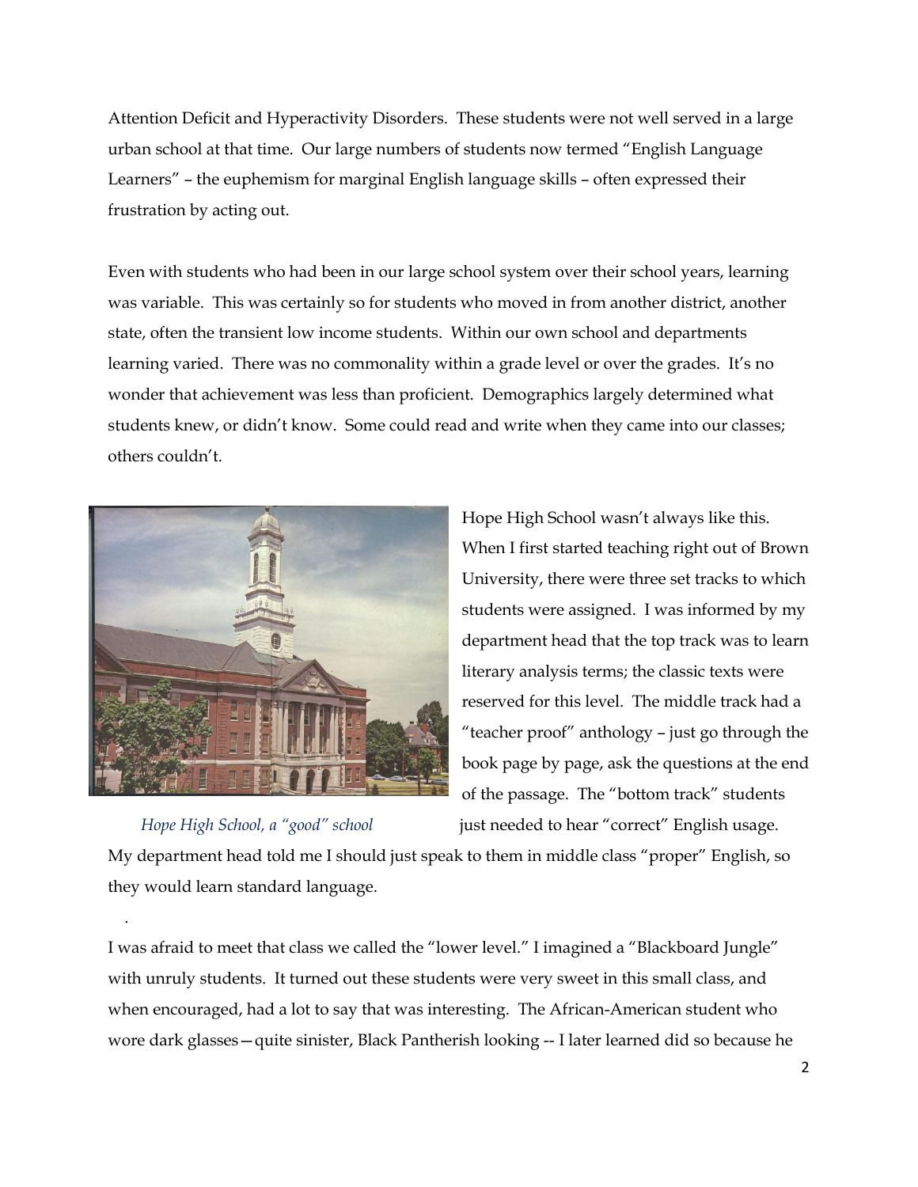Attention Deficit and Hyperactivity Disorders. These students were not well served in a large urban school at that time. Our large numbers of students now termed "English Language Learners" – the euphemism for marginal English language skills – often expressed their frustration by acting out.

Even with students who had been in our large school system over their school years, learning was variable. This was certainly so for students who moved in from another district, another state, often the transient low income students. Within our own school and departments learning varied. There was no commonality within a grade level or over the grades. It's no wonder that achievement was less than proficient. Demographics largely determined what students knew, or didn't know. Some could read and write when they came into our classes; others couldn't.

*Hope High School, a "good" school*

Hope High School wasn't always like this. When I first started teaching right out of Brown University, there were three set tracks to which students were assigned. I was informed by my department head that the top track was to learn literary analysis terms; the classic texts were reserved for this level. The middle track had a "teacher proof" anthology – just go through the book page by page, ask the questions at the end of the passage. The "bottom track" students just needed to hear "correct" English usage. My department head told me I should just speak to them in middle class "proper" English, so they would learn standard language.

I was afraid to meet that class we called the "lower level." I imagined a "Blackboard Jungle" with unruly students. It turned out these students were very sweet in this small class, and when encouraged, had a lot to say that was interesting. The African-American student who wore dark glasses—quite sinister, Black Pantherish looking -- I later learned did so because he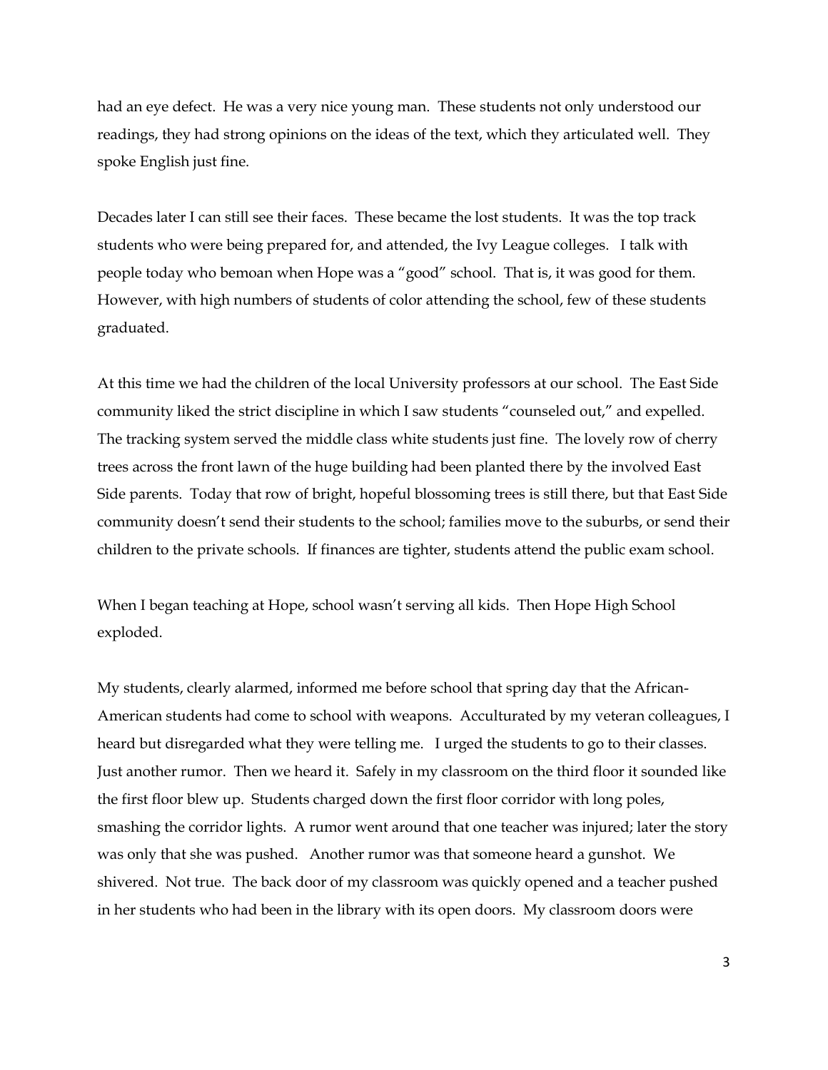had an eye defect. He was a very nice young man. These students not only understood our readings, they had strong opinions on the ideas of the text, which they articulated well. They spoke English just fine.

Decades later I can still see their faces. These became the lost students. It was the top track students who were being prepared for, and attended, the Ivy League colleges. I talk with people today who bemoan when Hope was a "good" school. That is, it was good for them. However, with high numbers of students of color attending the school, few of these students graduated.

At this time we had the children of the local University professors at our school. The East Side community liked the strict discipline in which I saw students "counseled out," and expelled. The tracking system served the middle class white students just fine. The lovely row of cherry trees across the front lawn of the huge building had been planted there by the involved East Side parents. Today that row of bright, hopeful blossoming trees is still there, but that East Side community doesn't send their students to the school; families move to the suburbs, or send their children to the private schools. If finances are tighter, students attend the public exam school.

When I began teaching at Hope, school wasn't serving all kids. Then Hope High School exploded.

My students, clearly alarmed, informed me before school that spring day that the African-American students had come to school with weapons. Acculturated by my veteran colleagues, I heard but disregarded what they were telling me. I urged the students to go to their classes. Just another rumor. Then we heard it. Safely in my classroom on the third floor it sounded like the first floor blew up. Students charged down the first floor corridor with long poles, smashing the corridor lights. A rumor went around that one teacher was injured; later the story was only that she was pushed. Another rumor was that someone heard a gunshot. We shivered. Not true. The back door of my classroom was quickly opened and a teacher pushed in her students who had been in the library with its open doors. My classroom doors were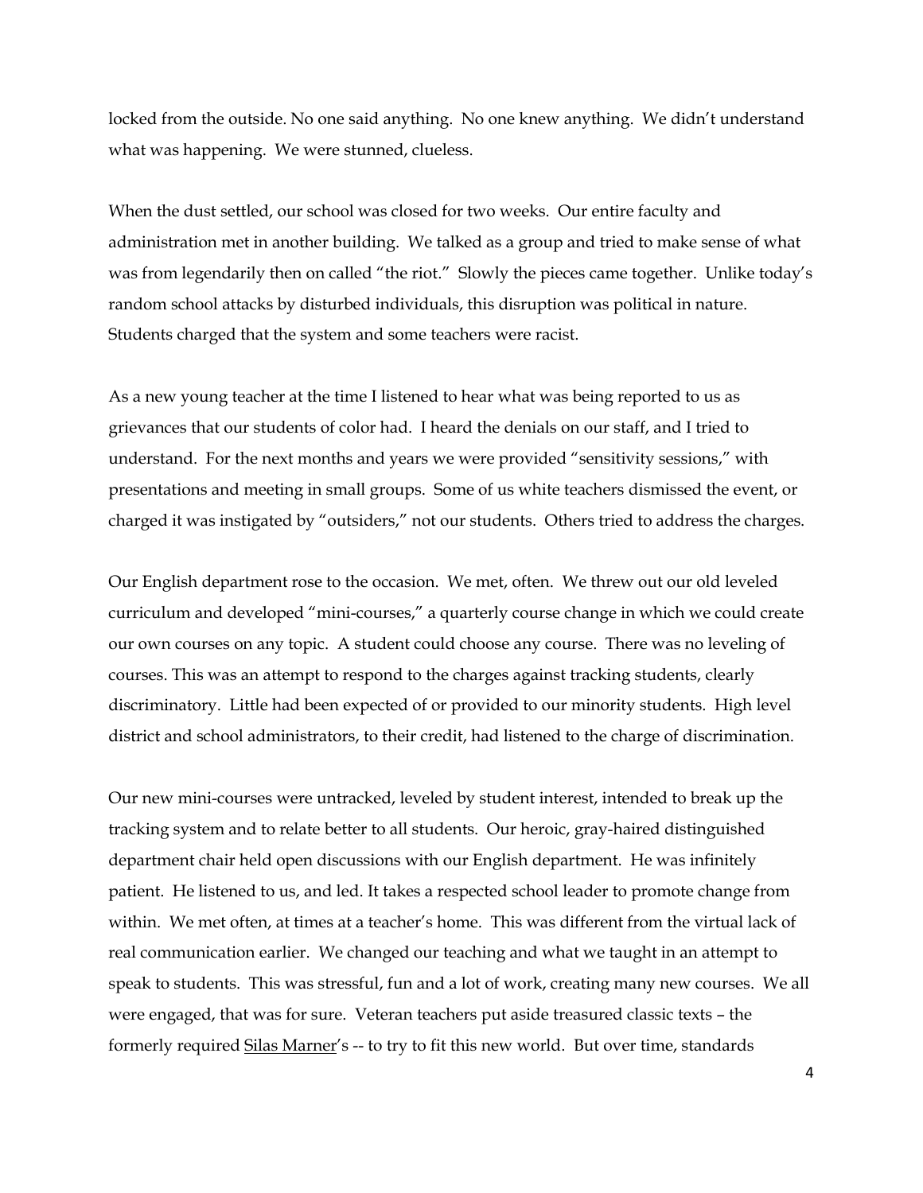locked from the outside. No one said anything. No one knew anything. We didn't understand what was happening. We were stunned, clueless.

When the dust settled, our school was closed for two weeks. Our entire faculty and administration met in another building. We talked as a group and tried to make sense of what was from legendarily then on called "the riot." Slowly the pieces came together. Unlike today's random school attacks by disturbed individuals, this disruption was political in nature. Students charged that the system and some teachers were racist.

As a new young teacher at the time I listened to hear what was being reported to us as grievances that our students of color had. I heard the denials on our staff, and I tried to understand. For the next months and years we were provided "sensitivity sessions," with presentations and meeting in small groups. Some of us white teachers dismissed the event, or charged it was instigated by "outsiders," not our students. Others tried to address the charges.

Our English department rose to the occasion. We met, often. We threw out our old leveled curriculum and developed "mini-courses," a quarterly course change in which we could create our own courses on any topic. A student could choose any course. There was no leveling of courses. This was an attempt to respond to the charges against tracking students, clearly discriminatory. Little had been expected of or provided to our minority students. High level district and school administrators, to their credit, had listened to the charge of discrimination.

Our new mini-courses were untracked, leveled by student interest, intended to break up the tracking system and to relate better to all students. Our heroic, gray-haired distinguished department chair held open discussions with our English department. He was infinitely patient. He listened to us, and led. It takes a respected school leader to promote change from within. We met often, at times at a teacher's home. This was different from the virtual lack of real communication earlier. We changed our teaching and what we taught in an attempt to speak to students. This was stressful, fun and a lot of work, creating many new courses. We all were engaged, that was for sure. Veteran teachers put aside treasured classic texts – the formerly required <u>Silas Marner</u>'s -- to try to fit this new world. But over time, standards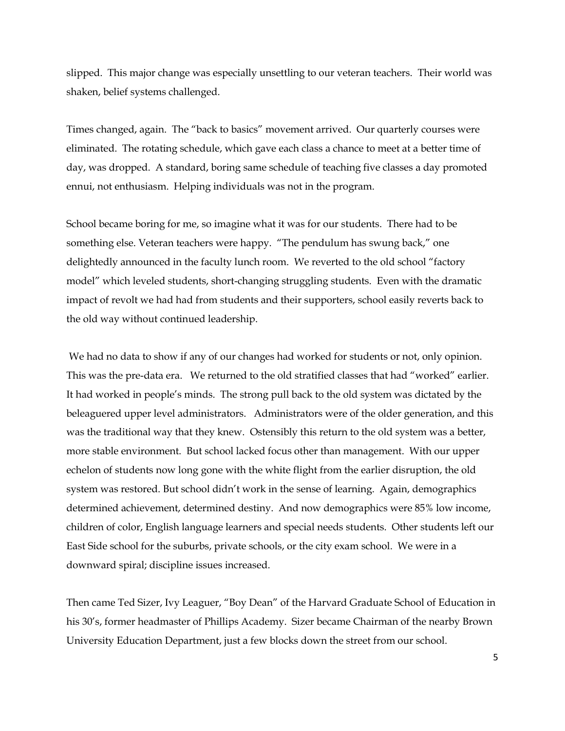slipped. This major change was especially unsettling to our veteran teachers. Their world was shaken, belief systems challenged.

Times changed, again. The "back to basics" movement arrived. Our quarterly courses were eliminated. The rotating schedule, which gave each class a chance to meet at a better time of day, was dropped. A standard, boring same schedule of teaching five classes a day promoted ennui, not enthusiasm. Helping individuals was not in the program.

School became boring for me, so imagine what it was for our students. There had to be something else. Veteran teachers were happy. "The pendulum has swung back," one delightedly announced in the faculty lunch room. We reverted to the old school "factory model" which leveled students, short-changing struggling students. Even with the dramatic impact of revolt we had had from students and their supporters, school easily reverts back to the old way without continued leadership.

We had no data to show if any of our changes had worked for students or not, only opinion. This was the pre-data era. We returned to the old stratified classes that had "worked" earlier. It had worked in people's minds. The strong pull back to the old system was dictated by the beleaguered upper level administrators. Administrators were of the older generation, and this was the traditional way that they knew. Ostensibly this return to the old system was a better, more stable environment. But school lacked focus other than management. With our upper echelon of students now long gone with the white flight from the earlier disruption, the old system was restored. But school didn't work in the sense of learning. Again, demographics determined achievement, determined destiny. And now demographics were 85% low income, children of color, English language learners and special needs students. Other students left our East Side school for the suburbs, private schools, or the city exam school. We were in a downward spiral; discipline issues increased.

Then came Ted Sizer, Ivy Leaguer, "Boy Dean" of the Harvard Graduate School of Education in his 30's, former headmaster of Phillips Academy. Sizer became Chairman of the nearby Brown University Education Department, just a few blocks down the street from our school.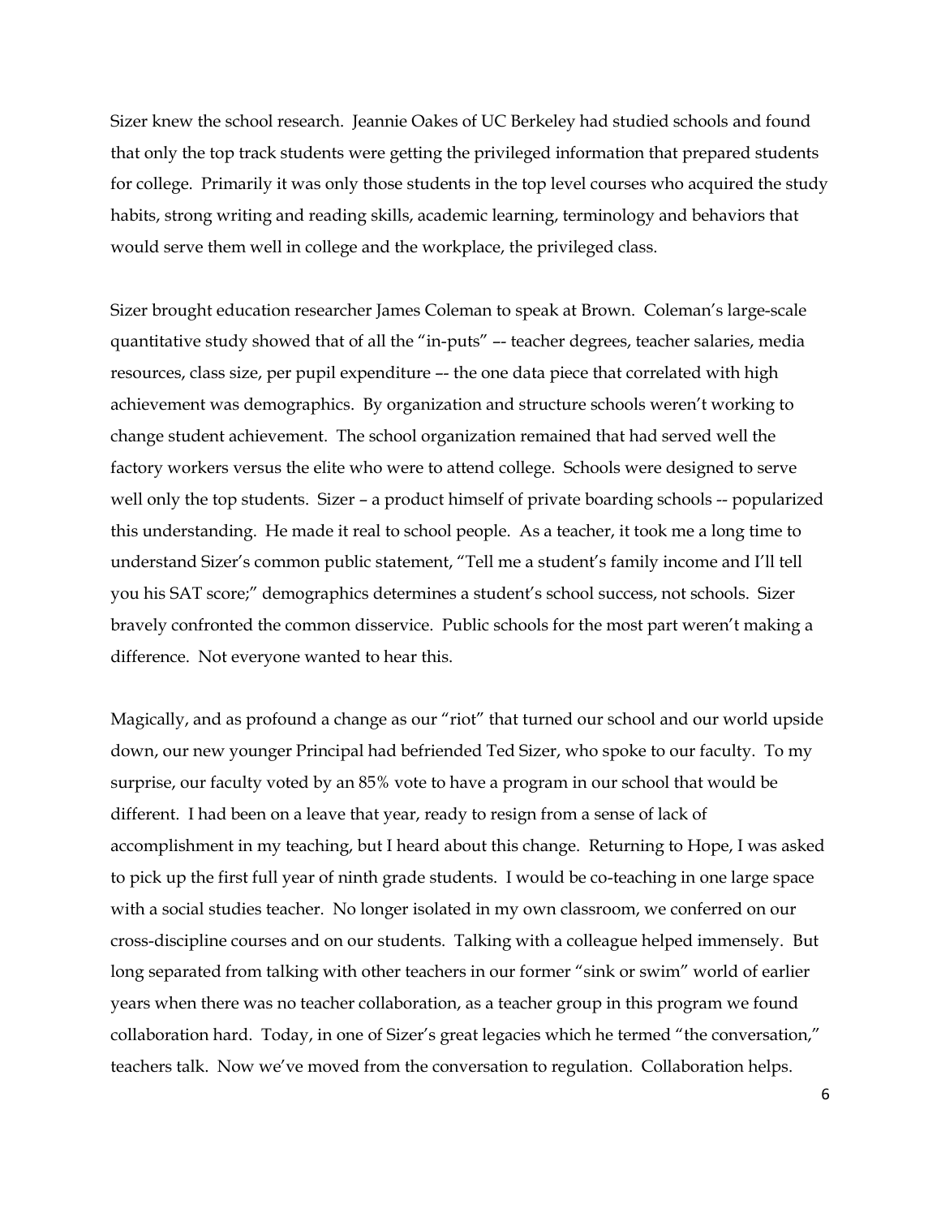Sizer knew the school research. Jeannie Oakes of UC Berkeley had studied schools and found that only the top track students were getting the privileged information that prepared students for college. Primarily it was only those students in the top level courses who acquired the study habits, strong writing and reading skills, academic learning, terminology and behaviors that would serve them well in college and the workplace, the privileged class.

Sizer brought education researcher James Coleman to speak at Brown. Coleman's large-scale quantitative study showed that of all the "in-puts" –- teacher degrees, teacher salaries, media resources, class size, per pupil expenditure –- the one data piece that correlated with high achievement was demographics. By organization and structure schools weren't working to change student achievement. The school organization remained that had served well the factory workers versus the elite who were to attend college. Schools were designed to serve well only the top students. Sizer – a product himself of private boarding schools -- popularized this understanding. He made it real to school people. As a teacher, it took me a long time to understand Sizer's common public statement, "Tell me a student's family income and I'll tell you his SAT score;" demographics determines a student's school success, not schools. Sizer bravely confronted the common disservice. Public schools for the most part weren't making a difference. Not everyone wanted to hear this.

Magically, and as profound a change as our "riot" that turned our school and our world upside down, our new younger Principal had befriended Ted Sizer, who spoke to our faculty. To my surprise, our faculty voted by an 85% vote to have a program in our school that would be different. I had been on a leave that year, ready to resign from a sense of lack of accomplishment in my teaching, but I heard about this change. Returning to Hope, I was asked to pick up the first full year of ninth grade students. I would be co-teaching in one large space with a social studies teacher. No longer isolated in my own classroom, we conferred on our cross-discipline courses and on our students. Talking with a colleague helped immensely. But long separated from talking with other teachers in our former "sink or swim" world of earlier years when there was no teacher collaboration, as a teacher group in this program we found collaboration hard. Today, in one of Sizer's great legacies which he termed "the conversation," teachers talk. Now we've moved from the conversation to regulation. Collaboration helps.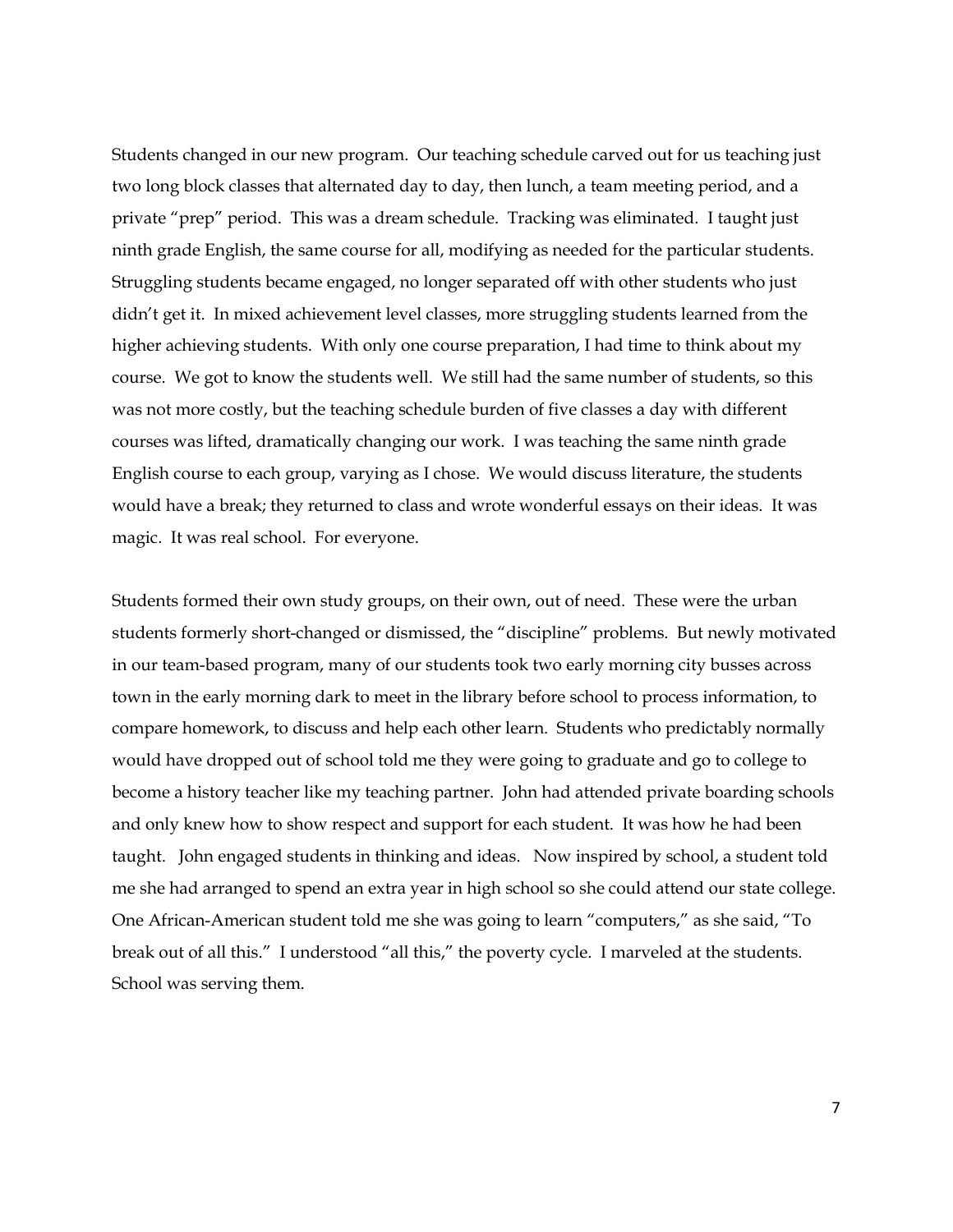Students changed in our new program. Our teaching schedule carved out for us teaching just two long block classes that alternated day to day, then lunch, a team meeting period, and a private "prep" period. This was a dream schedule. Tracking was eliminated. I taught just ninth grade English, the same course for all, modifying as needed for the particular students. Struggling students became engaged, no longer separated off with other students who just didn't get it. In mixed achievement level classes, more struggling students learned from the higher achieving students. With only one course preparation, I had time to think about my course. We got to know the students well. We still had the same number of students, so this was not more costly, but the teaching schedule burden of five classes a day with different courses was lifted, dramatically changing our work. I was teaching the same ninth grade English course to each group, varying as I chose. We would discuss literature, the students would have a break; they returned to class and wrote wonderful essays on their ideas. It was magic. It was real school. For everyone.

Students formed their own study groups, on their own, out of need. These were the urban students formerly short-changed or dismissed, the "discipline" problems. But newly motivated in our team-based program, many of our students took two early morning city busses across town in the early morning dark to meet in the library before school to process information, to compare homework, to discuss and help each other learn. Students who predictably normally would have dropped out of school told me they were going to graduate and go to college to become a history teacher like my teaching partner. John had attended private boarding schools and only knew how to show respect and support for each student. It was how he had been taught. John engaged students in thinking and ideas. Now inspired by school, a student told me she had arranged to spend an extra year in high school so she could attend our state college. One African-American student told me she was going to learn "computers," as she said, "To break out of all this." I understood "all this," the poverty cycle. I marveled at the students. School was serving them.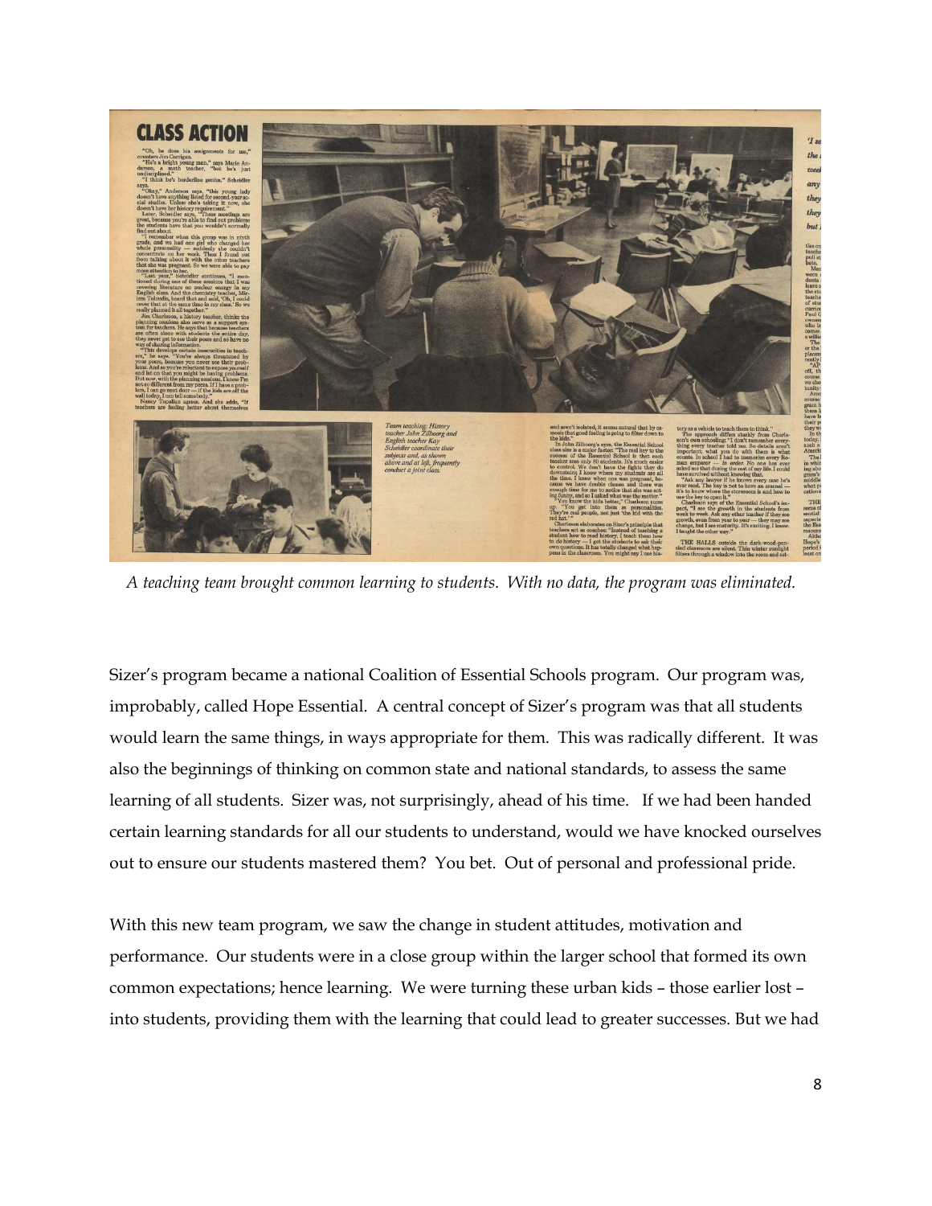*A teaching team brought common learning to students. With no data, the program was eliminated.*

Sizer's program became a national Coalition of Essential Schools program. Our program was, improbably, called Hope Essential. A central concept of Sizer's program was that all students would learn the same things, in ways appropriate for them. This was radically different. It was also the beginnings of thinking on common state and national standards, to assess the same learning of all students. Sizer was, not surprisingly, ahead of his time. If we had been handed certain learning standards for all our students to understand, would we have knocked ourselves out to ensure our students mastered them? You bet. Out of personal and professional pride.

With this new team program, we saw the change in student attitudes, motivation and performance. Our students were in a close group within the larger school that formed its own common expectations; hence learning. We were turning these urban kids – those earlier lost – into students, providing them with the learning that could lead to greater successes. But we had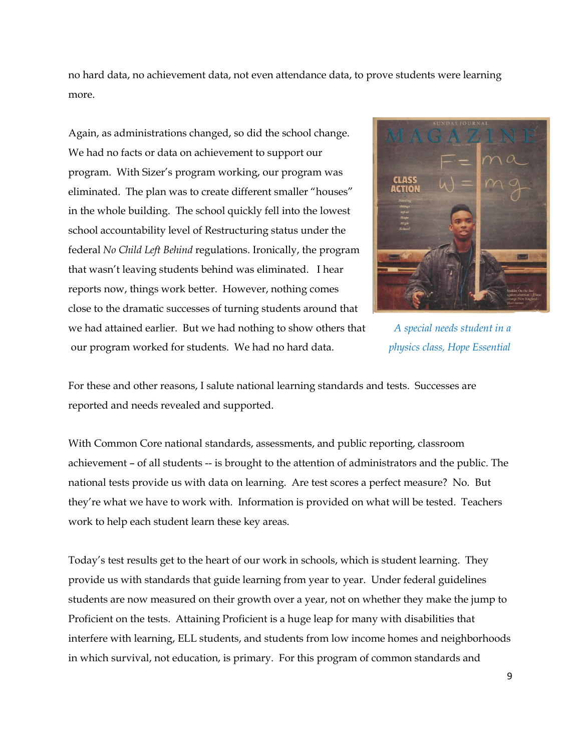no hard data, no achievement data, not even attendance data, to prove students were learning more.

Again, as administrations changed, so did the school change. We had no facts or data on achievement to support our program. With Sizer's program working, our program was eliminated. The plan was to create different smaller "houses" in the whole building. The school quickly fell into the lowest school accountability level of Restructuring status under the federal *No Child Left Behind* regulations. Ironically, the program that wasn't leaving students behind was eliminated. I hear reports now, things work better. However, nothing comes close to the dramatic successes of turning students around that we had attained earlier. But we had nothing to show others that our program worked for students. We had no hard data.

*A special needs student in a physics class, Hope Essential*

For these and other reasons, I salute national learning standards and tests. Successes are reported and needs revealed and supported.

With Common Core national standards, assessments, and public reporting, classroom achievement – of all students -- is brought to the attention of administrators and the public. The national tests provide us with data on learning. Are test scores a perfect measure? No. But they're what we have to work with. Information is provided on what will be tested. Teachers work to help each student learn these key areas.

Today's test results get to the heart of our work in schools, which is student learning. They provide us with standards that guide learning from year to year. Under federal guidelines students are now measured on their growth over a year, not on whether they make the jump to Proficient on the tests. Attaining Proficient is a huge leap for many with disabilities that interfere with learning, ELL students, and students from low income homes and neighborhoods in which survival, not education, is primary. For this program of common standards and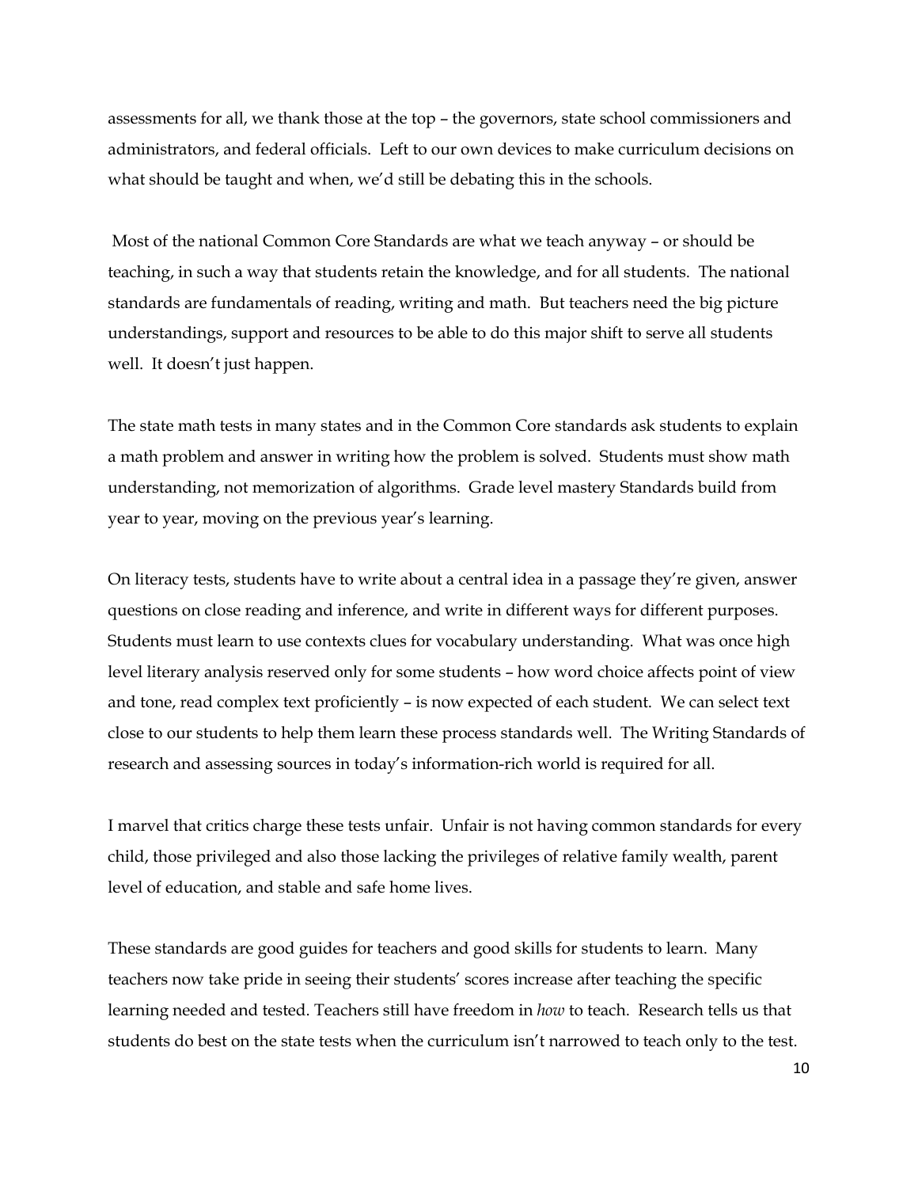assessments for all, we thank those at the top – the governors, state school commissioners and administrators, and federal officials. Left to our own devices to make curriculum decisions on what should be taught and when, we'd still be debating this in the schools.

Most of the national Common Core Standards are what we teach anyway – or should be teaching, in such a way that students retain the knowledge, and for all students. The national standards are fundamentals of reading, writing and math. But teachers need the big picture understandings, support and resources to be able to do this major shift to serve all students well. It doesn't just happen.

The state math tests in many states and in the Common Core standards ask students to explain a math problem and answer in writing how the problem is solved. Students must show math understanding, not memorization of algorithms. Grade level mastery Standards build from year to year, moving on the previous year's learning.

On literacy tests, students have to write about a central idea in a passage they're given, answer questions on close reading and inference, and write in different ways for different purposes. Students must learn to use contexts clues for vocabulary understanding. What was once high level literary analysis reserved only for some students – how word choice affects point of view and tone, read complex text proficiently – is now expected of each student. We can select text close to our students to help them learn these process standards well. The Writing Standards of research and assessing sources in today's information-rich world is required for all.

I marvel that critics charge these tests unfair. Unfair is not having common standards for every child, those privileged and also those lacking the privileges of relative family wealth, parent level of education, and stable and safe home lives.

These standards are good guides for teachers and good skills for students to learn. Many teachers now take pride in seeing their students' scores increase after teaching the specific learning needed and tested. Teachers still have freedom in *how* to teach. Research tells us that students do best on the state tests when the curriculum isn't narrowed to teach only to the test.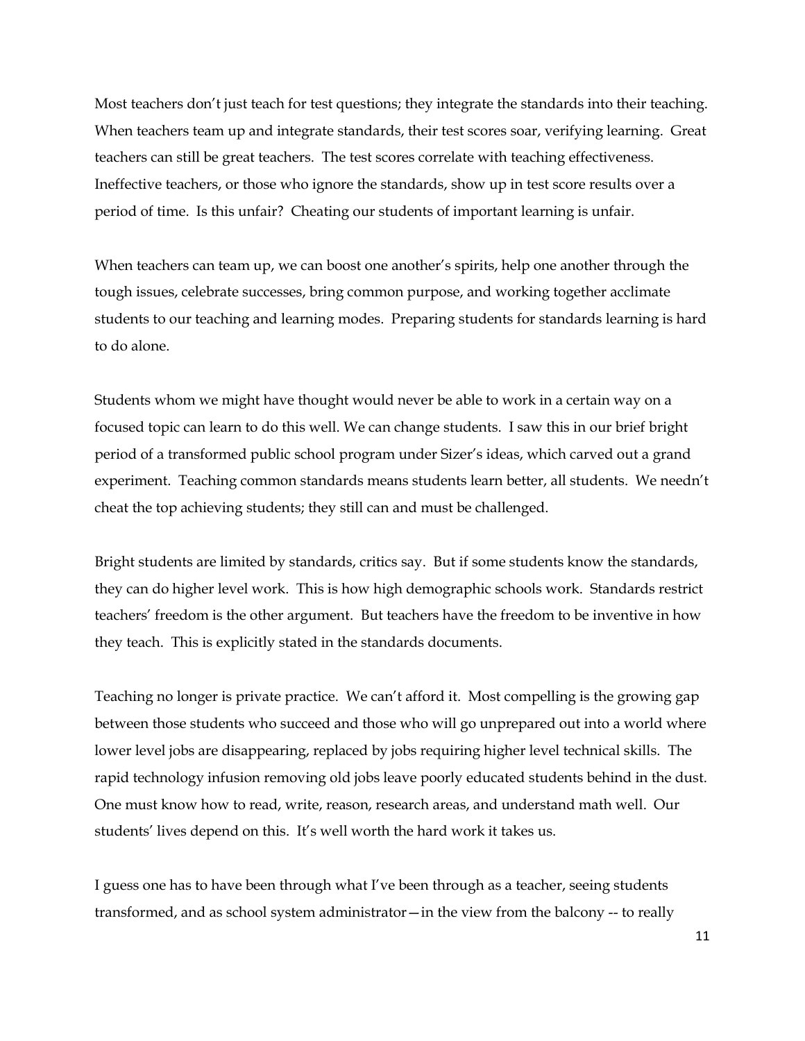Most teachers don't just teach for test questions; they integrate the standards into their teaching. When teachers team up and integrate standards, their test scores soar, verifying learning. Great teachers can still be great teachers. The test scores correlate with teaching effectiveness. Ineffective teachers, or those who ignore the standards, show up in test score results over a period of time. Is this unfair? Cheating our students of important learning is unfair.

When teachers can team up, we can boost one another's spirits, help one another through the tough issues, celebrate successes, bring common purpose, and working together acclimate students to our teaching and learning modes. Preparing students for standards learning is hard to do alone.

Students whom we might have thought would never be able to work in a certain way on a focused topic can learn to do this well. We can change students. I saw this in our brief bright period of a transformed public school program under Sizer's ideas, which carved out a grand experiment. Teaching common standards means students learn better, all students. We needn't cheat the top achieving students; they still can and must be challenged.

Bright students are limited by standards, critics say. But if some students know the standards, they can do higher level work. This is how high demographic schools work. Standards restrict teachers' freedom is the other argument. But teachers have the freedom to be inventive in how they teach. This is explicitly stated in the standards documents.

Teaching no longer is private practice. We can't afford it. Most compelling is the growing gap between those students who succeed and those who will go unprepared out into a world where lower level jobs are disappearing, replaced by jobs requiring higher level technical skills. The rapid technology infusion removing old jobs leave poorly educated students behind in the dust. One must know how to read, write, reason, research areas, and understand math well. Our students' lives depend on this. It's well worth the hard work it takes us.

I guess one has to have been through what I've been through as a teacher, seeing students transformed, and as school system administrator—in the view from the balcony -- to really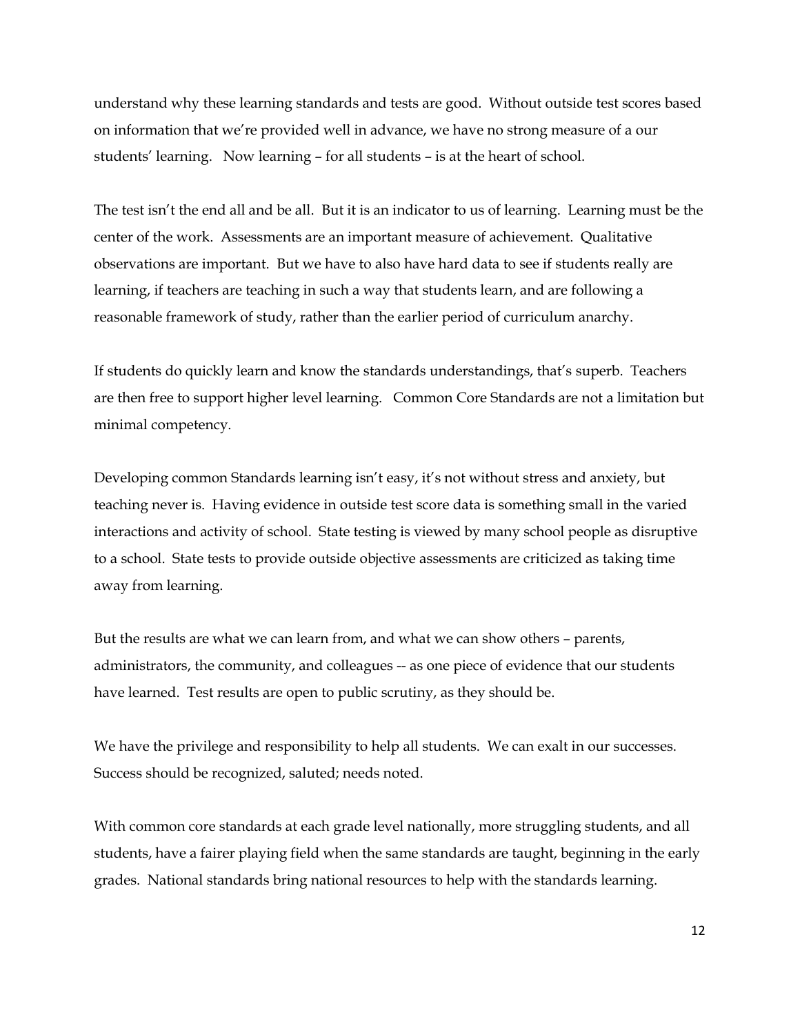understand why these learning standards and tests are good. Without outside test scores based on information that we're provided well in advance, we have no strong measure of a our students' learning. Now learning – for all students – is at the heart of school.

The test isn't the end all and be all. But it is an indicator to us of learning. Learning must be the center of the work. Assessments are an important measure of achievement. Qualitative observations are important. But we have to also have hard data to see if students really are learning, if teachers are teaching in such a way that students learn, and are following a reasonable framework of study, rather than the earlier period of curriculum anarchy.

If students do quickly learn and know the standards understandings, that's superb. Teachers are then free to support higher level learning. Common Core Standards are not a limitation but minimal competency.

Developing common Standards learning isn't easy, it's not without stress and anxiety, but teaching never is. Having evidence in outside test score data is something small in the varied interactions and activity of school. State testing is viewed by many school people as disruptive to a school. State tests to provide outside objective assessments are criticized as taking time away from learning.

But the results are what we can learn from, and what we can show others – parents, administrators, the community, and colleagues -- as one piece of evidence that our students have learned. Test results are open to public scrutiny, as they should be.

We have the privilege and responsibility to help all students. We can exalt in our successes. Success should be recognized, saluted; needs noted.

With common core standards at each grade level nationally, more struggling students, and all students, have a fairer playing field when the same standards are taught, beginning in the early grades. National standards bring national resources to help with the standards learning.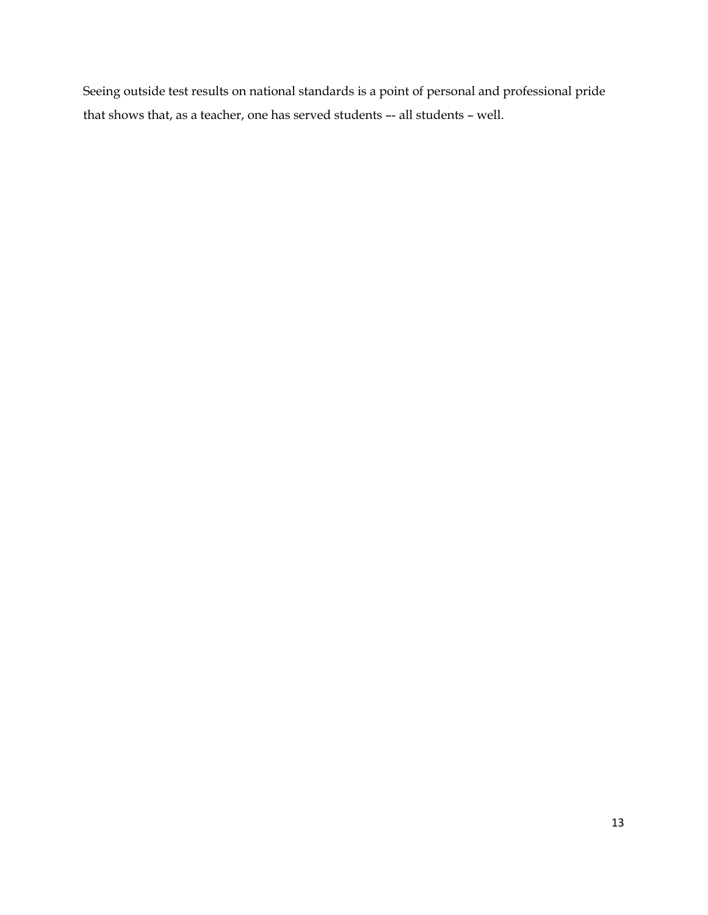Seeing outside test results on national standards is a point of personal and professional pride that shows that, as a teacher, one has served students –- all students – well.